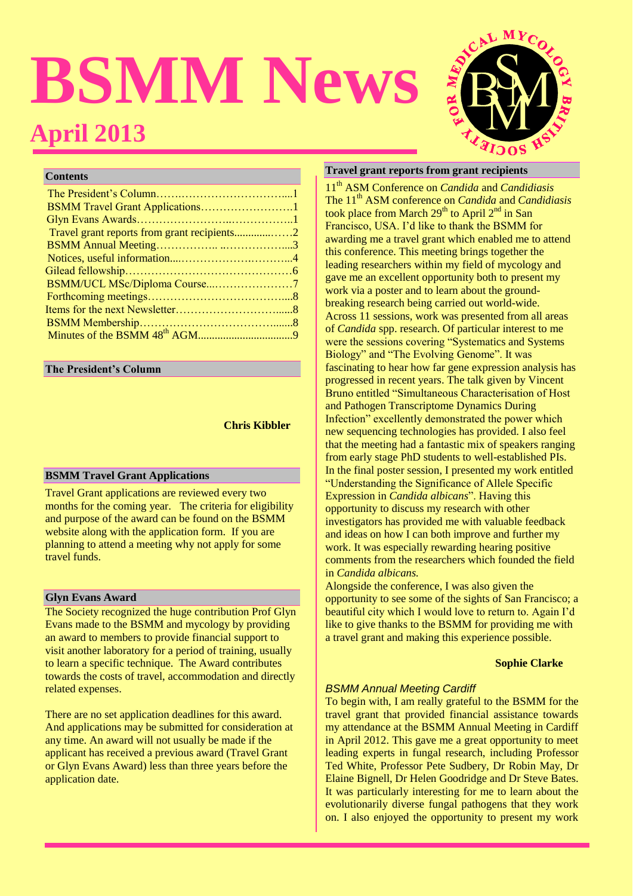# BSMM News

## April 2013

### Contents

| | |
|---|---|
| The President's Column | 1 |
| BSMM Travel Grant Applications | 1 |
| Glyn Evans Awards | 1 |
| Travel grant reports from grant recipients | 2 |
| BSMM Annual Meeting | 3 |
| Notices, useful information | 4 |
| Gilead fellowship | 6 |
| BSMM/UCL MSc/Diploma Course | 7 |
| Forthcoming meetings | 8 |
| Items for the next Newsletter | 8 |
| BSMM Membership | 8 |
| Minutes of the BSMM 48th AGM | 9 |

### The President's Column

**Chris Kibbler**

### BSMM Travel Grant Applications

Travel Grant applications are reviewed every two months for the coming year. The criteria for eligibility and purpose of the award can be found on the BSMM website along with the application form. If you are planning to attend a meeting why not apply for some travel funds.

### Glyn Evans Award

The Society recognized the huge contribution Prof Glyn Evans made to the BSMM and mycology by providing an award to members to provide financial support to visit another laboratory for a period of training, usually to learn a specific technique. The Award contributes towards the costs of travel, accommodation and directly related expenses.

There are no set application deadlines for this award. And applications may be submitted for consideration at any time. An award will not usually be made if the applicant has received a previous award (Travel Grant or Glyn Evans Award) less than three years before the application date.

### Travel grant reports from grant recipients

11th ASM Conference on *Candida* and *Candidiasis*

The 11th ASM conference on *Candida* and *Candidiasis* took place from March 29th to April 2nd in San Francisco, USA. I'd like to thank the BSMM for awarding me a travel grant which enabled me to attend this conference. This meeting brings together the leading researchers within my field of mycology and gave me an excellent opportunity both to present my work via a poster and to learn about the ground-breaking research being carried out world-wide. Across 11 sessions, work was presented from all areas of *Candida* spp. research. Of particular interest to me were the sessions covering "Systematics and Systems Biology" and "The Evolving Genome". It was fascinating to hear how far gene expression analysis has progressed in recent years. The talk given by Vincent Bruno entitled "Simultaneous Characterisation of Host and Pathogen Transcriptome Dynamics During Infection" excellently demonstrated the power which new sequencing technologies has provided. I also feel that the meeting had a fantastic mix of speakers ranging from early stage PhD students to well-established PIs. In the final poster session, I presented my work entitled "Understanding the Significance of Allele Specific Expression in *Candida albicans*". Having this opportunity to discuss my research with other investigators has provided me with valuable feedback and ideas on how I can both improve and further my work. It was especially rewarding hearing positive comments from the researchers which founded the field in *Candida albicans.*

Alongside the conference, I was also given the opportunity to see some of the sights of San Francisco; a beautiful city which I would love to return to. Again I'd like to give thanks to the BSMM for providing me with a travel grant and making this experience possible.

**Sophie Clarke**

*BSMM Annual Meeting Cardiff*

To begin with, I am really grateful to the BSMM for the travel grant that provided financial assistance towards my attendance at the BSMM Annual Meeting in Cardiff in April 2012. This gave me a great opportunity to meet leading experts in fungal research, including Professor Ted White, Professor Pete Sudbery, Dr Robin May, Dr Elaine Bignell, Dr Helen Goodridge and Dr Steve Bates. It was particularly interesting for me to learn about the evolutionarily diverse fungal pathogens that they work on. I also enjoyed the opportunity to present my work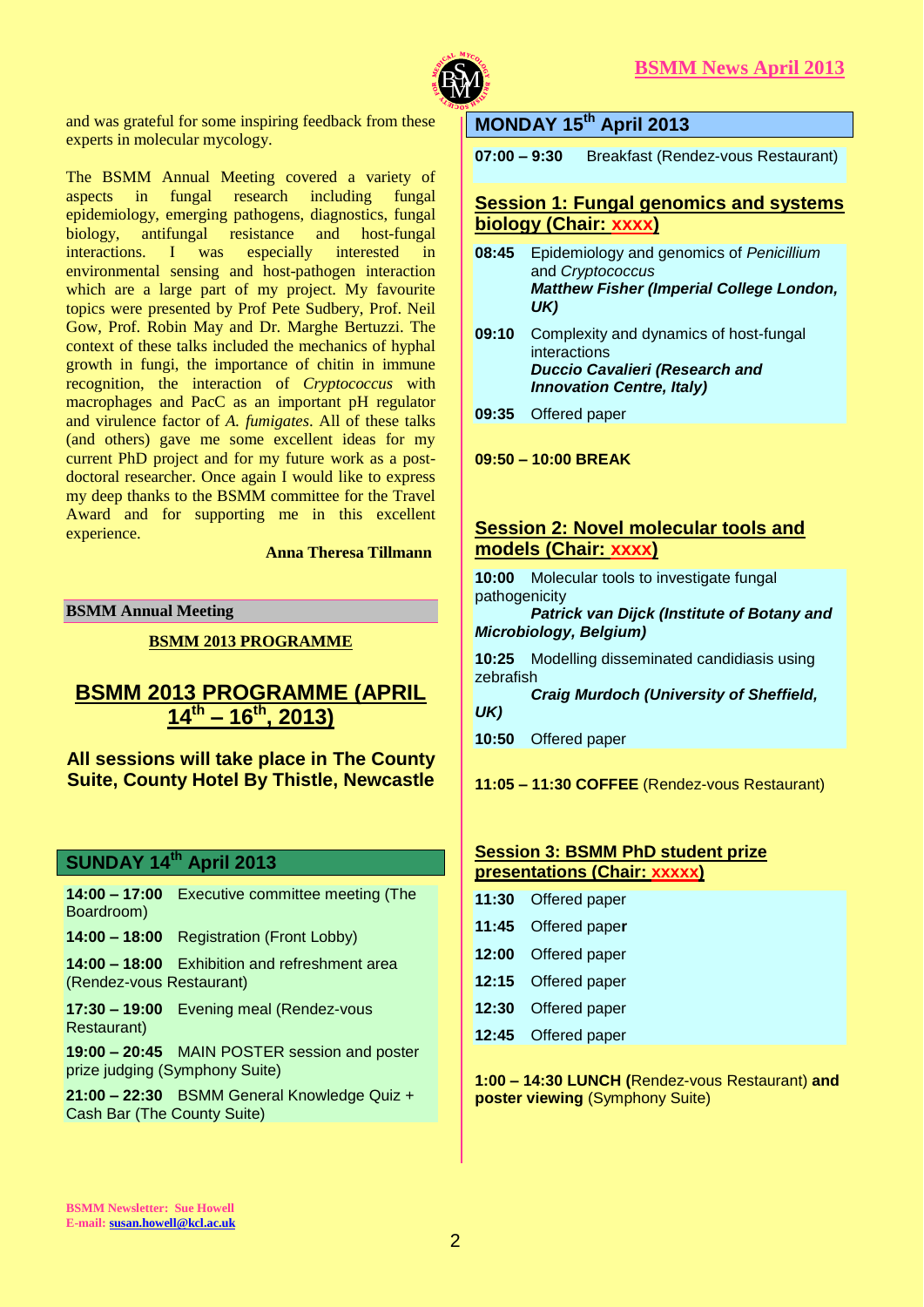and was grateful for some inspiring feedback from these experts in molecular mycology.

The BSMM Annual Meeting covered a variety of aspects in fungal research including fungal epidemiology, emerging pathogens, diagnostics, fungal biology, antifungal resistance and host-fungal interactions. I was especially interested in environmental sensing and host-pathogen interaction which are a large part of my project. My favourite topics were presented by Prof Pete Sudbery, Prof. Neil Gow, Prof. Robin May and Dr. Marghe Bertuzzi. The context of these talks included the mechanics of hyphal growth in fungi, the importance of chitin in immune recognition, the interaction of *Cryptococcus* with macrophages and PacC as an important pH regulator and virulence factor of *A. fumigates*. All of these talks (and others) gave me some excellent ideas for my current PhD project and for my future work as a post-doctoral researcher. Once again I would like to express my deep thanks to the BSMM committee for the Travel Award and for supporting me in this excellent experience.

**Anna Theresa Tillmann**

**BSMM Annual Meeting**

**BSMM 2013 PROGRAMME**

# BSMM 2013 PROGRAMME (APRIL 14th – 16th, 2013)

**All sessions will take place in The County Suite, County Hotel By Thistle, Newcastle**

## SUNDAY 14th April 2013

**14:00 – 17:00** Executive committee meeting (The Boardroom)

**14:00 – 18:00** Registration (Front Lobby)

**14:00 – 18:00** Exhibition and refreshment area (Rendez-vous Restaurant)

**17:30 – 19:00** Evening meal (Rendez-vous Restaurant)

**19:00 – 20:45** MAIN POSTER session and poster prize judging (Symphony Suite)

**21:00 – 22:30** BSMM General Knowledge Quiz + Cash Bar (The County Suite)

## MONDAY 15th April 2013

**07:00 – 9:30** Breakfast (Rendez-vous Restaurant)

### Session 1: Fungal genomics and systems biology (Chair: xxxx)

**08:45** Epidemiology and genomics of *Penicillium* and *Cryptococcus*
***Matthew Fisher (Imperial College London, UK)***

**09:10** Complexity and dynamics of host-fungal interactions
***Duccio Cavalieri (Research and Innovation Centre, Italy)***

**09:35** Offered paper

**09:50 – 10:00 BREAK**

### Session 2: Novel molecular tools and models (Chair: xxxx)

**10:00** Molecular tools to investigate fungal pathogenicity
***Patrick van Dijck (Institute of Botany and Microbiology, Belgium)***

**10:25** Modelling disseminated candidiasis using zebrafish
***Craig Murdoch (University of Sheffield, UK)***

**10:50** Offered paper

**11:05 – 11:30 COFFEE** (Rendez-vous Restaurant)

### Session 3: BSMM PhD student prize presentations (Chair: xxxxx)

**11:30** Offered paper

**11:45** Offered paper

**12:00** Offered paper

**12:15** Offered paper

**12:30** Offered paper

**12:45** Offered paper

**1:00 – 14:30 LUNCH (**Rendez-vous Restaurant) **and poster viewing** (Symphony Suite)

BSMM Newsletter: Sue Howell
E-mail: susan.howell@kcl.ac.uk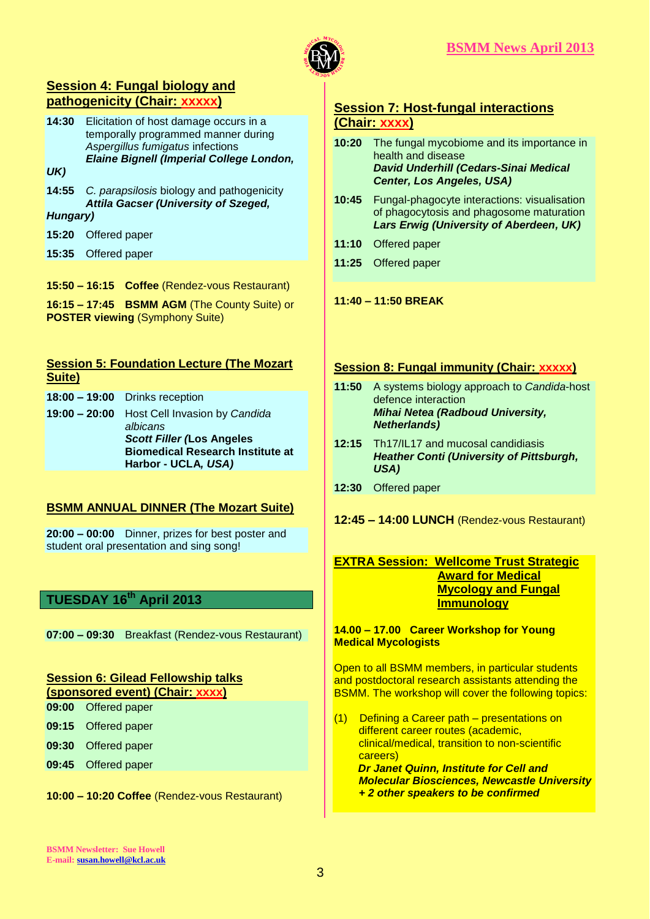### Session 4: Fungal biology and pathogenicity (Chair: xxxxx)

**14:30** Elicitation of host damage occurs in a temporally programmed manner during *Aspergillus fumigatus* infections
***Elaine Bignell (Imperial College London, UK)***

**14:55** *C. parapsilosis* biology and pathogenicity
***Attila Gacser (University of Szeged, Hungary)***

**15:20** Offered paper

**15:35** Offered paper

**15:50 – 16:15** **Coffee** (Rendez-vous Restaurant)

**16:15 – 17:45** **BSMM AGM** (The County Suite) or **POSTER viewing** (Symphony Suite)

### Session 5: Foundation Lecture (The Mozart Suite)

**18:00 – 19:00** Drinks reception

**19:00 – 20:00** Host Cell Invasion by *Candida albicans*
***Scott Filler (*****Los Angeles Biomedical Research Institute at Harbor - UCLA*****, USA)***

### BSMM ANNUAL DINNER (The Mozart Suite)

**20:00 – 00:00** Dinner, prizes for best poster and student oral presentation and sing song!

## TUESDAY 16th April 2013

**07:00 – 09:30** Breakfast (Rendez-vous Restaurant)

### Session 6: Gilead Fellowship talks (sponsored event) (Chair: xxxx)

**09:00** Offered paper

**09:15** Offered paper

**09:30** Offered paper

**09:45** Offered paper

**10:00 – 10:20 Coffee** (Rendez-vous Restaurant)

### Session 7: Host-fungal interactions (Chair: xxxx)

**10:20** The fungal mycobiome and its importance in health and disease
***David Underhill (Cedars-Sinai Medical Center, Los Angeles, USA)***

**10:45** Fungal-phagocyte interactions: visualisation of phagocytosis and phagosome maturation
***Lars Erwig (University of Aberdeen, UK)***

**11:10** Offered paper

**11:25** Offered paper

**11:40 – 11:50 BREAK**

### Session 8: Fungal immunity (Chair: xxxxx)

**11:50** A systems biology approach to *Candida*-host defence interaction
***Mihai Netea (Radboud University, Netherlands)***

**12:15** Th17/IL17 and mucosal candidiasis
***Heather Conti (University of Pittsburgh, USA)***

**12:30** Offered paper

**12:45 – 14:00 LUNCH** (Rendez-vous Restaurant)

### EXTRA Session: Wellcome Trust Strategic Award for Medical Mycology and Fungal Immunology

**14.00 – 17.00 Career Workshop for Young Medical Mycologists**

Open to all BSMM members, in particular students and postdoctoral research assistants attending the BSMM. The workshop will cover the following topics:

(1) Defining a Career path – presentations on different career routes (academic, clinical/medical, transition to non-scientific careers)
***Dr Janet Quinn, Institute for Cell and Molecular Biosciences, Newcastle University + 2 other speakers to be confirmed***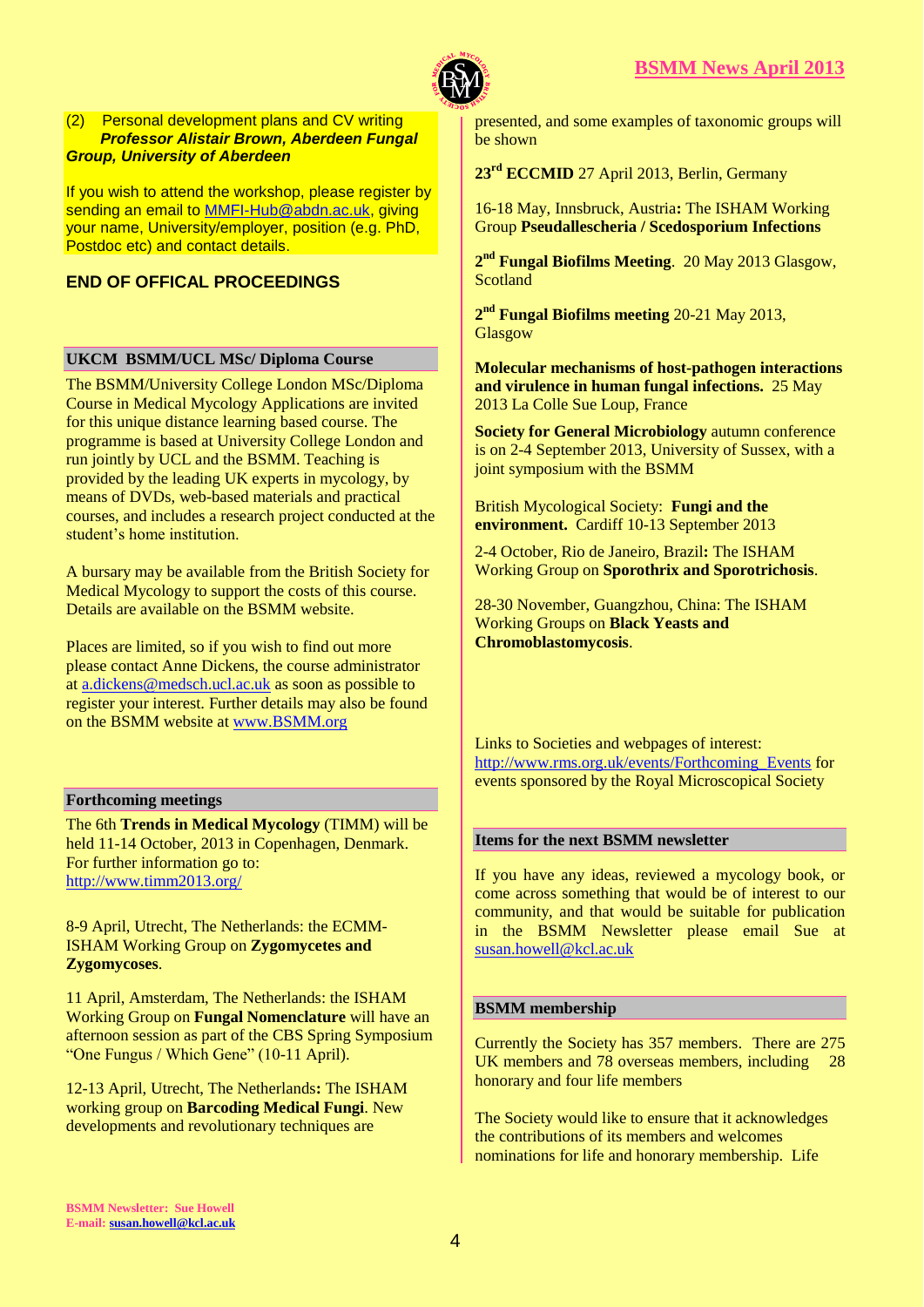(2) Personal development plans and CV writing
***Professor Alistair Brown, Aberdeen Fungal Group, University of Aberdeen***

If you wish to attend the workshop, please register by sending an email to MMFI-Hub@abdn.ac.uk, giving your name, University/employer, position (e.g. PhD, Postdoc etc) and contact details.

**END OF OFFICAL PROCEEDINGS**

### UKCM BSMM/UCL MSc/ Diploma Course

The BSMM/University College London MSc/Diploma Course in Medical Mycology Applications are invited for this unique distance learning based course. The programme is based at University College London and run jointly by UCL and the BSMM. Teaching is provided by the leading UK experts in mycology, by means of DVDs, web-based materials and practical courses, and includes a research project conducted at the student's home institution.

A bursary may be available from the British Society for Medical Mycology to support the costs of this course. Details are available on the BSMM website.

Places are limited, so if you wish to find out more please contact Anne Dickens, the course administrator at a.dickens@medsch.ucl.ac.uk as soon as possible to register your interest. Further details may also be found on the BSMM website at www.BSMM.org

### Forthcoming meetings

The 6th **Trends in Medical Mycology** (TIMM) will be held 11-14 October, 2013 in Copenhagen, Denmark. For further information go to: http://www.timm2013.org/

8-9 April, Utrecht, The Netherlands: the ECMM-ISHAM Working Group on **Zygomycetes and Zygomycoses**.

11 April, Amsterdam, The Netherlands: the ISHAM Working Group on **Fungal Nomenclature** will have an afternoon session as part of the CBS Spring Symposium "One Fungus / Which Gene" (10-11 April).

12-13 April, Utrecht, The Netherlands**:** The ISHAM working group on **Barcoding Medical Fungi**. New developments and revolutionary techniques are presented, and some examples of taxonomic groups will be shown

**23rd ECCMID** 27 April 2013, Berlin, Germany

16-18 May, Innsbruck, Austria**:** The ISHAM Working Group **Pseudallescheria / Scedosporium Infections**

**2nd Fungal Biofilms Meeting**. 20 May 2013 Glasgow, Scotland

**2nd Fungal Biofilms meeting** 20-21 May 2013, Glasgow

**Molecular mechanisms of host-pathogen interactions and virulence in human fungal infections.** 25 May 2013 La Colle Sue Loup, France

**Society for General Microbiology** autumn conference is on 2-4 September 2013, University of Sussex, with a joint symposium with the BSMM

British Mycological Society: **Fungi and the environment.** Cardiff 10-13 September 2013

2-4 October, Rio de Janeiro, Brazil**:** The ISHAM Working Group on **Sporothrix and Sporotrichosis**.

28-30 November, Guangzhou, China: The ISHAM Working Groups on **Black Yeasts and Chromoblastomycosis**.

Links to Societies and webpages of interest:
http://www.rms.org.uk/events/Forthcoming_Events for events sponsored by the Royal Microscopical Society

### Items for the next BSMM newsletter

If you have any ideas, reviewed a mycology book, or come across something that would be of interest to our community, and that would be suitable for publication in the BSMM Newsletter please email Sue at susan.howell@kcl.ac.uk

### BSMM membership

Currently the Society has 357 members. There are 275 UK members and 78 overseas members, including 28 honorary and four life members

The Society would like to ensure that it acknowledges the contributions of its members and welcomes nominations for life and honorary membership. Life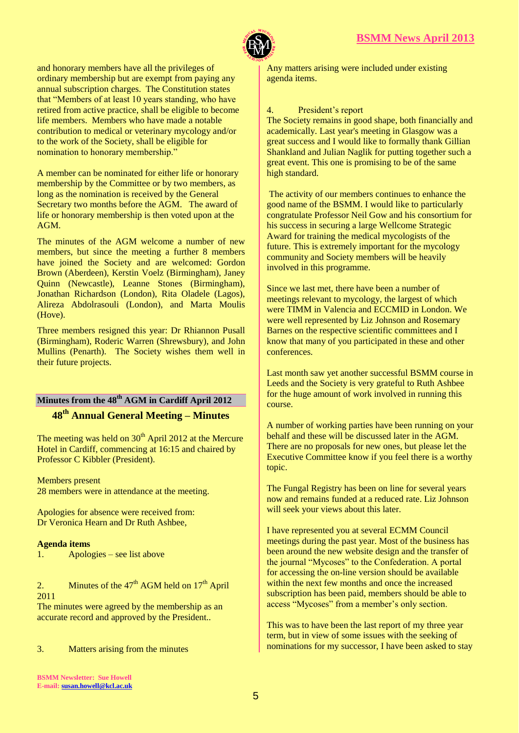and honorary members have all the privileges of ordinary membership but are exempt from paying any annual subscription charges. The Constitution states that "Members of at least 10 years standing, who have retired from active practice, shall be eligible to become life members. Members who have made a notable contribution to medical or veterinary mycology and/or to the work of the Society, shall be eligible for nomination to honorary membership."

A member can be nominated for either life or honorary membership by the Committee or by two members, as long as the nomination is received by the General Secretary two months before the AGM. The award of life or honorary membership is then voted upon at the AGM.

The minutes of the AGM welcome a number of new members, but since the meeting a further 8 members have joined the Society and are welcomed: Gordon Brown (Aberdeen), Kerstin Voelz (Birmingham), Janey Quinn (Newcastle), Leanne Stones (Birmingham), Jonathan Richardson (London), Rita Oladele (Lagos), Alireza Abdolrasouli (London), and Marta Moulis (Hove).

Three members resigned this year: Dr Rhiannon Pusall (Birmingham), Roderic Warren (Shrewsbury), and John Mullins (Penarth). The Society wishes them well in their future projects.

## Minutes from the 48th AGM in Cardiff April 2012

### 48th Annual General Meeting – Minutes

The meeting was held on 30th April 2012 at the Mercure Hotel in Cardiff, commencing at 16:15 and chaired by Professor C Kibbler (President).

Members present
28 members were in attendance at the meeting.

Apologies for absence were received from:
Dr Veronica Hearn and Dr Ruth Ashbee,

**Agenda items**

1. Apologies – see list above

2. Minutes of the 47th AGM held on 17th April 2011

The minutes were agreed by the membership as an accurate record and approved by the President..

3. Matters arising from the minutes

Any matters arising were included under existing agenda items.

4. President's report

The Society remains in good shape, both financially and academically. Last year's meeting in Glasgow was a great success and I would like to formally thank Gillian Shankland and Julian Naglik for putting together such a great event. This one is promising to be of the same high standard.

The activity of our members continues to enhance the good name of the BSMM. I would like to particularly congratulate Professor Neil Gow and his consortium for his success in securing a large Wellcome Strategic Award for training the medical mycologists of the future. This is extremely important for the mycology community and Society members will be heavily involved in this programme.

Since we last met, there have been a number of meetings relevant to mycology, the largest of which were TIMM in Valencia and ECCMID in London. We were well represented by Liz Johnson and Rosemary Barnes on the respective scientific committees and I know that many of you participated in these and other conferences.

Last month saw yet another successful BSMM course in Leeds and the Society is very grateful to Ruth Ashbee for the huge amount of work involved in running this course.

A number of working parties have been running on your behalf and these will be discussed later in the AGM. There are no proposals for new ones, but please let the Executive Committee know if you feel there is a worthy topic.

The Fungal Registry has been on line for several years now and remains funded at a reduced rate. Liz Johnson will seek your views about this later.

I have represented you at several ECMM Council meetings during the past year. Most of the business has been around the new website design and the transfer of the journal "Mycoses" to the Confederation. A portal for accessing the on-line version should be available within the next few months and once the increased subscription has been paid, members should be able to access "Mycoses" from a member's only section.

This was to have been the last report of my three year term, but in view of some issues with the seeking of nominations for my successor, I have been asked to stay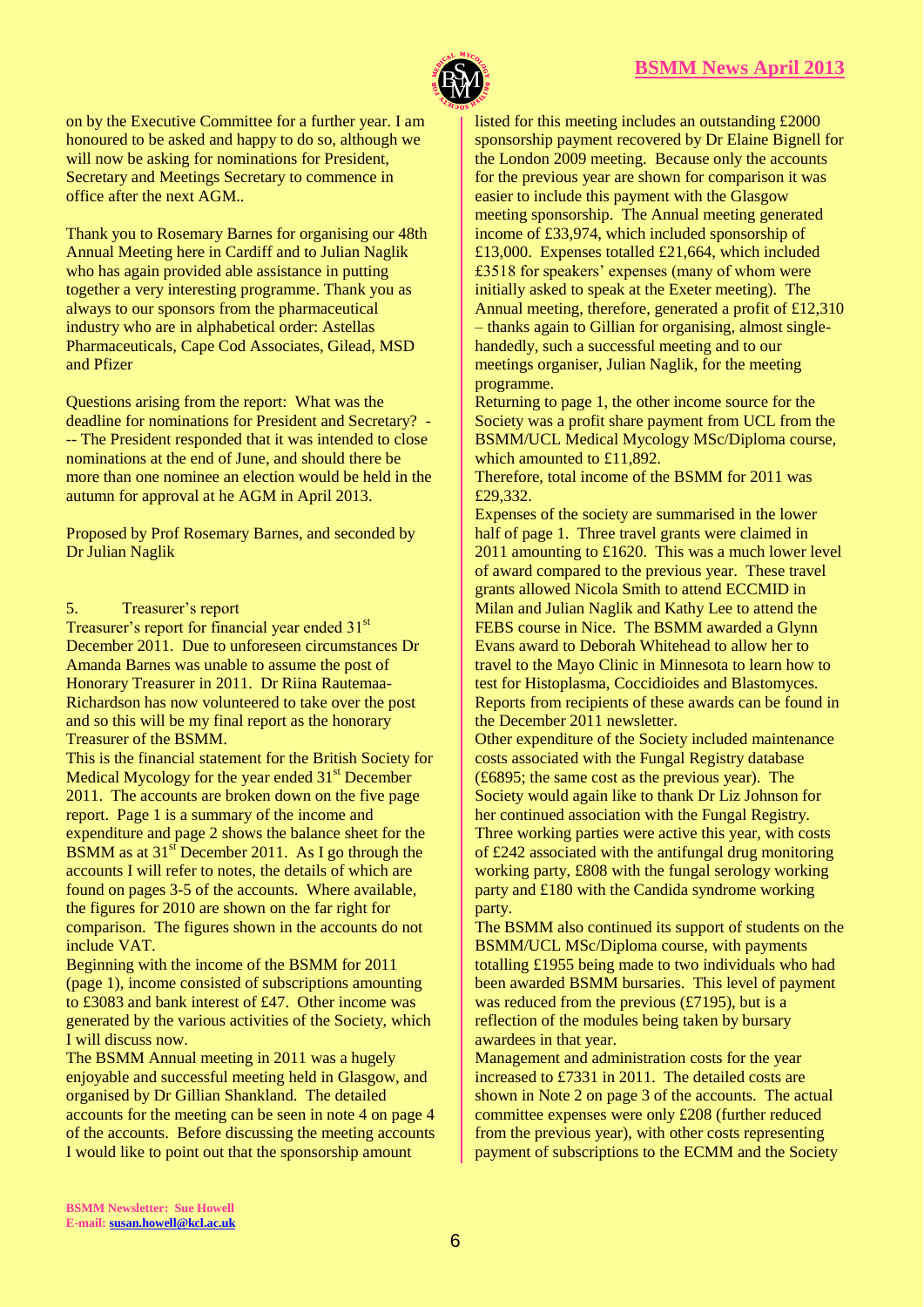on by the Executive Committee for a further year. I am honoured to be asked and happy to do so, although we will now be asking for nominations for President, Secretary and Meetings Secretary to commence in office after the next AGM..

Thank you to Rosemary Barnes for organising our 48th Annual Meeting here in Cardiff and to Julian Naglik who has again provided able assistance in putting together a very interesting programme. Thank you as always to our sponsors from the pharmaceutical industry who are in alphabetical order: Astellas Pharmaceuticals, Cape Cod Associates, Gilead, MSD and Pfizer

Questions arising from the report: What was the deadline for nominations for President and Secretary? --- The President responded that it was intended to close nominations at the end of June, and should there be more than one nominee an election would be held in the autumn for approval at he AGM in April 2013.

Proposed by Prof Rosemary Barnes, and seconded by Dr Julian Naglik

5. Treasurer's report

Treasurer's report for financial year ended 31st December 2011. Due to unforeseen circumstances Dr Amanda Barnes was unable to assume the post of Honorary Treasurer in 2011. Dr Riina Rautemaa-Richardson has now volunteered to take over the post and so this will be my final report as the honorary Treasurer of the BSMM.

This is the financial statement for the British Society for Medical Mycology for the year ended 31st December 2011. The accounts are broken down on the five page report. Page 1 is a summary of the income and expenditure and page 2 shows the balance sheet for the BSMM as at 31st December 2011. As I go through the accounts I will refer to notes, the details of which are found on pages 3-5 of the accounts. Where available, the figures for 2010 are shown on the far right for comparison. The figures shown in the accounts do not include VAT.

Beginning with the income of the BSMM for 2011 (page 1), income consisted of subscriptions amounting to £3083 and bank interest of £47. Other income was generated by the various activities of the Society, which I will discuss now.

The BSMM Annual meeting in 2011 was a hugely enjoyable and successful meeting held in Glasgow, and organised by Dr Gillian Shankland. The detailed accounts for the meeting can be seen in note 4 on page 4 of the accounts. Before discussing the meeting accounts I would like to point out that the sponsorship amount listed for this meeting includes an outstanding £2000 sponsorship payment recovered by Dr Elaine Bignell for the London 2009 meeting. Because only the accounts for the previous year are shown for comparison it was easier to include this payment with the Glasgow meeting sponsorship. The Annual meeting generated income of £33,974, which included sponsorship of £13,000. Expenses totalled £21,664, which included £3518 for speakers' expenses (many of whom were initially asked to speak at the Exeter meeting). The Annual meeting, therefore, generated a profit of £12,310 – thanks again to Gillian for organising, almost single-handedly, such a successful meeting and to our meetings organiser, Julian Naglik, for the meeting programme.

Returning to page 1, the other income source for the Society was a profit share payment from UCL from the BSMM/UCL Medical Mycology MSc/Diploma course, which amounted to £11,892.

Therefore, total income of the BSMM for 2011 was £29,332.

Expenses of the society are summarised in the lower half of page 1. Three travel grants were claimed in 2011 amounting to £1620. This was a much lower level of award compared to the previous year. These travel grants allowed Nicola Smith to attend ECCMID in Milan and Julian Naglik and Kathy Lee to attend the FEBS course in Nice. The BSMM awarded a Glynn Evans award to Deborah Whitehead to allow her to travel to the Mayo Clinic in Minnesota to learn how to test for Histoplasma, Coccidioides and Blastomyces. Reports from recipients of these awards can be found in the December 2011 newsletter.

Other expenditure of the Society included maintenance costs associated with the Fungal Registry database (£6895; the same cost as the previous year). The Society would again like to thank Dr Liz Johnson for her continued association with the Fungal Registry. Three working parties were active this year, with costs of £242 associated with the antifungal drug monitoring working party, £808 with the fungal serology working party and £180 with the Candida syndrome working party.

The BSMM also continued its support of students on the BSMM/UCL MSc/Diploma course, with payments totalling £1955 being made to two individuals who had been awarded BSMM bursaries. This level of payment was reduced from the previous (£7195), but is a reflection of the modules being taken by bursary awardees in that year.

Management and administration costs for the year increased to £7331 in 2011. The detailed costs are shown in Note 2 on page 3 of the accounts. The actual committee expenses were only £208 (further reduced from the previous year), with other costs representing payment of subscriptions to the ECMM and the Society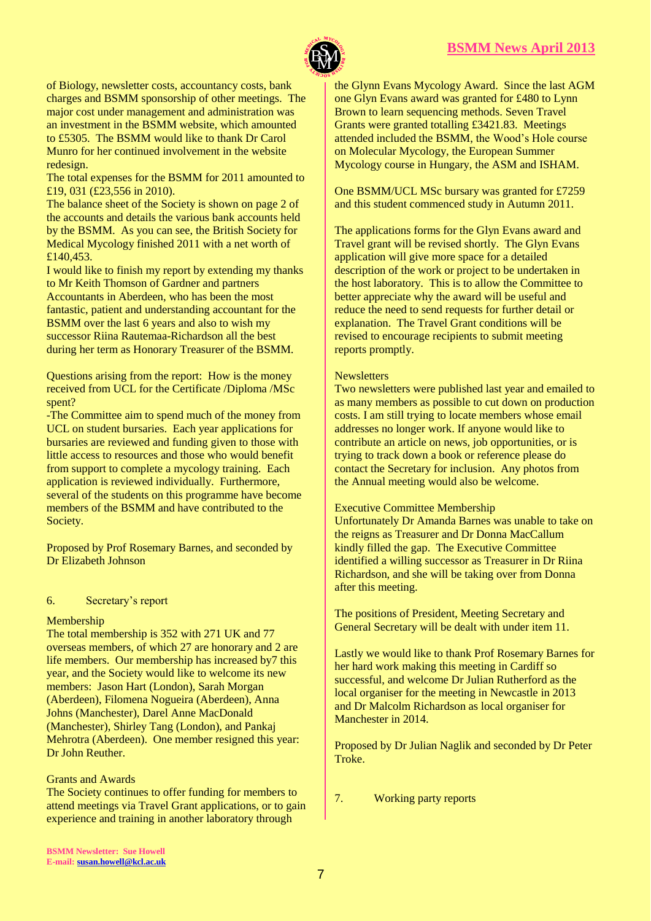of Biology, newsletter costs, accountancy costs, bank charges and BSMM sponsorship of other meetings. The major cost under management and administration was an investment in the BSMM website, which amounted to £5305. The BSMM would like to thank Dr Carol Munro for her continued involvement in the website redesign.

The total expenses for the BSMM for 2011 amounted to £19, 031 (£23,556 in 2010).

The balance sheet of the Society is shown on page 2 of the accounts and details the various bank accounts held by the BSMM. As you can see, the British Society for Medical Mycology finished 2011 with a net worth of £140,453.

I would like to finish my report by extending my thanks to Mr Keith Thomson of Gardner and partners Accountants in Aberdeen, who has been the most fantastic, patient and understanding accountant for the BSMM over the last 6 years and also to wish my successor Riina Rautemaa-Richardson all the best during her term as Honorary Treasurer of the BSMM.

Questions arising from the report: How is the money received from UCL for the Certificate /Diploma /MSc spent?

-The Committee aim to spend much of the money from UCL on student bursaries. Each year applications for bursaries are reviewed and funding given to those with little access to resources and those who would benefit from support to complete a mycology training. Each application is reviewed individually. Furthermore, several of the students on this programme have become members of the BSMM and have contributed to the Society.

Proposed by Prof Rosemary Barnes, and seconded by Dr Elizabeth Johnson

6. Secretary's report

Membership

The total membership is 352 with 271 UK and 77 overseas members, of which 27 are honorary and 2 are life members. Our membership has increased by7 this year, and the Society would like to welcome its new members: Jason Hart (London), Sarah Morgan (Aberdeen), Filomena Nogueira (Aberdeen), Anna Johns (Manchester), Darel Anne MacDonald (Manchester), Shirley Tang (London), and Pankaj Mehrotra (Aberdeen). One member resigned this year: Dr John Reuther.

Grants and Awards

The Society continues to offer funding for members to attend meetings via Travel Grant applications, or to gain experience and training in another laboratory through the Glynn Evans Mycology Award. Since the last AGM one Glyn Evans award was granted for £480 to Lynn Brown to learn sequencing methods. Seven Travel Grants were granted totalling £3421.83. Meetings attended included the BSMM, the Wood's Hole course on Molecular Mycology, the European Summer Mycology course in Hungary, the ASM and ISHAM.

One BSMM/UCL MSc bursary was granted for £7259 and this student commenced study in Autumn 2011.

The applications forms for the Glyn Evans award and Travel grant will be revised shortly. The Glyn Evans application will give more space for a detailed description of the work or project to be undertaken in the host laboratory. This is to allow the Committee to better appreciate why the award will be useful and reduce the need to send requests for further detail or explanation. The Travel Grant conditions will be revised to encourage recipients to submit meeting reports promptly.

Newsletters

Two newsletters were published last year and emailed to as many members as possible to cut down on production costs. I am still trying to locate members whose email addresses no longer work. If anyone would like to contribute an article on news, job opportunities, or is trying to track down a book or reference please do contact the Secretary for inclusion. Any photos from the Annual meeting would also be welcome.

Executive Committee Membership

Unfortunately Dr Amanda Barnes was unable to take on the reigns as Treasurer and Dr Donna MacCallum kindly filled the gap. The Executive Committee identified a willing successor as Treasurer in Dr Riina Richardson, and she will be taking over from Donna after this meeting.

The positions of President, Meeting Secretary and General Secretary will be dealt with under item 11.

Lastly we would like to thank Prof Rosemary Barnes for her hard work making this meeting in Cardiff so successful, and welcome Dr Julian Rutherford as the local organiser for the meeting in Newcastle in 2013 and Dr Malcolm Richardson as local organiser for Manchester in 2014.

Proposed by Dr Julian Naglik and seconded by Dr Peter Troke.

7. Working party reports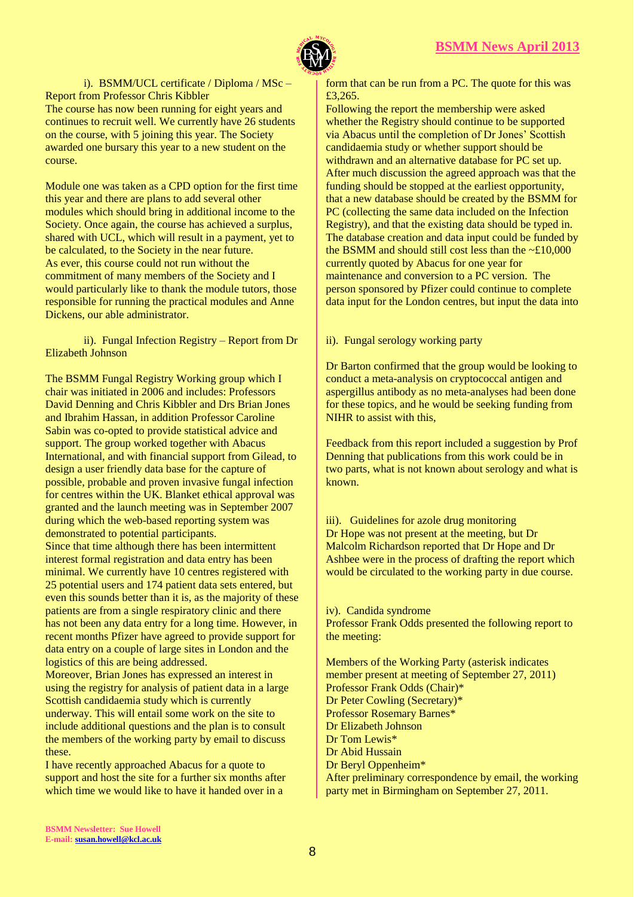i). BSMM/UCL certificate / Diploma / MSc – Report from Professor Chris Kibbler

The course has now been running for eight years and continues to recruit well. We currently have 26 students on the course, with 5 joining this year. The Society awarded one bursary this year to a new student on the course.

Module one was taken as a CPD option for the first time this year and there are plans to add several other modules which should bring in additional income to the Society. Once again, the course has achieved a surplus, shared with UCL, which will result in a payment, yet to be calculated, to the Society in the near future.

As ever, this course could not run without the commitment of many members of the Society and I would particularly like to thank the module tutors, those responsible for running the practical modules and Anne Dickens, our able administrator.

ii). Fungal Infection Registry – Report from Dr Elizabeth Johnson

The BSMM Fungal Registry Working group which I chair was initiated in 2006 and includes: Professors David Denning and Chris Kibbler and Drs Brian Jones and Ibrahim Hassan, in addition Professor Caroline Sabin was co-opted to provide statistical advice and support. The group worked together with Abacus International, and with financial support from Gilead, to design a user friendly data base for the capture of possible, probable and proven invasive fungal infection for centres within the UK. Blanket ethical approval was granted and the launch meeting was in September 2007 during which the web-based reporting system was demonstrated to potential participants.

Since that time although there has been intermittent interest formal registration and data entry has been minimal. We currently have 10 centres registered with 25 potential users and 174 patient data sets entered, but even this sounds better than it is, as the majority of these patients are from a single respiratory clinic and there has not been any data entry for a long time. However, in recent months Pfizer have agreed to provide support for data entry on a couple of large sites in London and the logistics of this are being addressed.

Moreover, Brian Jones has expressed an interest in using the registry for analysis of patient data in a large Scottish candidaemia study which is currently underway. This will entail some work on the site to include additional questions and the plan is to consult the members of the working party by email to discuss these.

I have recently approached Abacus for a quote to support and host the site for a further six months after which time we would like to have it handed over in a form that can be run from a PC. The quote for this was £3,265.

Following the report the membership were asked whether the Registry should continue to be supported via Abacus until the completion of Dr Jones' Scottish candidaemia study or whether support should be withdrawn and an alternative database for PC set up. After much discussion the agreed approach was that the funding should be stopped at the earliest opportunity, that a new database should be created by the BSMM for PC (collecting the same data included on the Infection Registry), and that the existing data should be typed in. The database creation and data input could be funded by the BSMM and should still cost less than the ~£10,000 currently quoted by Abacus for one year for maintenance and conversion to a PC version. The person sponsored by Pfizer could continue to complete data input for the London centres, but input the data into

ii). Fungal serology working party

Dr Barton confirmed that the group would be looking to conduct a meta-analysis on cryptococcal antigen and aspergillus antibody as no meta-analyses had been done for these topics, and he would be seeking funding from NIHR to assist with this,

Feedback from this report included a suggestion by Prof Denning that publications from this work could be in two parts, what is not known about serology and what is known.

iii). Guidelines for azole drug monitoring

Dr Hope was not present at the meeting, but Dr Malcolm Richardson reported that Dr Hope and Dr Ashbee were in the process of drafting the report which would be circulated to the working party in due course.

iv). Candida syndrome

Professor Frank Odds presented the following report to the meeting:

Members of the Working Party (asterisk indicates member present at meeting of September 27, 2011)

Professor Frank Odds (Chair)*
Dr Peter Cowling (Secretary)*
Professor Rosemary Barnes*
Dr Elizabeth Johnson
Dr Tom Lewis*
Dr Abid Hussain
Dr Beryl Oppenheim*

After preliminary correspondence by email, the working party met in Birmingham on September 27, 2011.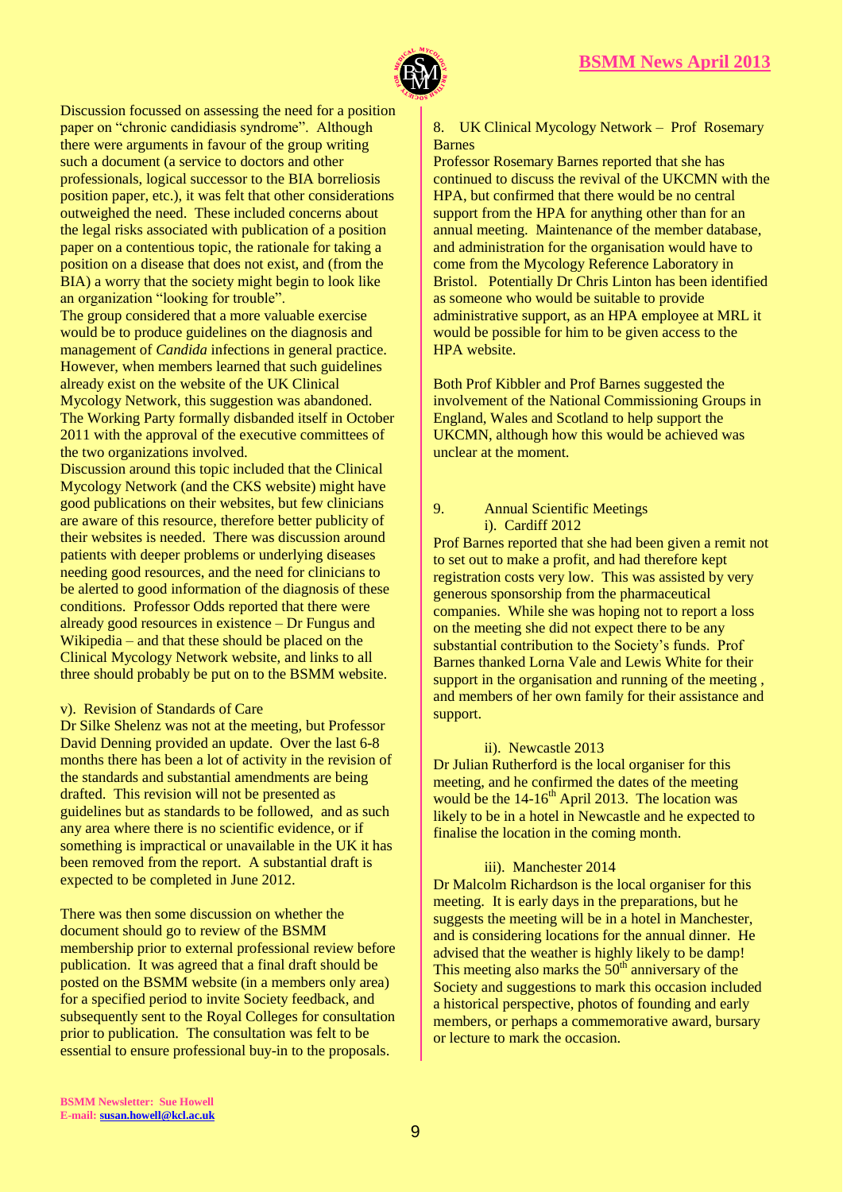Discussion focussed on assessing the need for a position paper on "chronic candidiasis syndrome". Although there were arguments in favour of the group writing such a document (a service to doctors and other professionals, logical successor to the BIA borreliosis position paper, etc.), it was felt that other considerations outweighed the need. These included concerns about the legal risks associated with publication of a position paper on a contentious topic, the rationale for taking a position on a disease that does not exist, and (from the BIA) a worry that the society might begin to look like an organization "looking for trouble".

The group considered that a more valuable exercise would be to produce guidelines on the diagnosis and management of *Candida* infections in general practice. However, when members learned that such guidelines already exist on the website of the UK Clinical Mycology Network, this suggestion was abandoned. The Working Party formally disbanded itself in October 2011 with the approval of the executive committees of the two organizations involved.

Discussion around this topic included that the Clinical Mycology Network (and the CKS website) might have good publications on their websites, but few clinicians are aware of this resource, therefore better publicity of their websites is needed. There was discussion around patients with deeper problems or underlying diseases needing good resources, and the need for clinicians to be alerted to good information of the diagnosis of these conditions. Professor Odds reported that there were already good resources in existence – Dr Fungus and Wikipedia – and that these should be placed on the Clinical Mycology Network website, and links to all three should probably be put on to the BSMM website.

v). Revision of Standards of Care

Dr Silke Shelenz was not at the meeting, but Professor David Denning provided an update. Over the last 6-8 months there has been a lot of activity in the revision of the standards and substantial amendments are being drafted. This revision will not be presented as guidelines but as standards to be followed, and as such any area where there is no scientific evidence, or if something is impractical or unavailable in the UK it has been removed from the report. A substantial draft is expected to be completed in June 2012.

There was then some discussion on whether the document should go to review of the BSMM membership prior to external professional review before publication. It was agreed that a final draft should be posted on the BSMM website (in a members only area) for a specified period to invite Society feedback, and subsequently sent to the Royal Colleges for consultation prior to publication. The consultation was felt to be essential to ensure professional buy-in to the proposals.

8. UK Clinical Mycology Network – Prof Rosemary Barnes

Professor Rosemary Barnes reported that she has continued to discuss the revival of the UKCMN with the HPA, but confirmed that there would be no central support from the HPA for anything other than for an annual meeting. Maintenance of the member database, and administration for the organisation would have to come from the Mycology Reference Laboratory in Bristol. Potentially Dr Chris Linton has been identified as someone who would be suitable to provide administrative support, as an HPA employee at MRL it would be possible for him to be given access to the HPA website.

Both Prof Kibbler and Prof Barnes suggested the involvement of the National Commissioning Groups in England, Wales and Scotland to help support the UKCMN, although how this would be achieved was unclear at the moment.

9. Annual Scientific Meetings

i). Cardiff 2012

Prof Barnes reported that she had been given a remit not to set out to make a profit, and had therefore kept registration costs very low. This was assisted by very generous sponsorship from the pharmaceutical companies. While she was hoping not to report a loss on the meeting she did not expect there to be any substantial contribution to the Society's funds. Prof Barnes thanked Lorna Vale and Lewis White for their support in the organisation and running of the meeting , and members of her own family for their assistance and support.

ii). Newcastle 2013

Dr Julian Rutherford is the local organiser for this meeting, and he confirmed the dates of the meeting would be the 14-16th April 2013. The location was likely to be in a hotel in Newcastle and he expected to finalise the location in the coming month.

iii). Manchester 2014

Dr Malcolm Richardson is the local organiser for this meeting. It is early days in the preparations, but he suggests the meeting will be in a hotel in Manchester, and is considering locations for the annual dinner. He advised that the weather is highly likely to be damp! This meeting also marks the 50th anniversary of the Society and suggestions to mark this occasion included a historical perspective, photos of founding and early members, or perhaps a commemorative award, bursary or lecture to mark the occasion.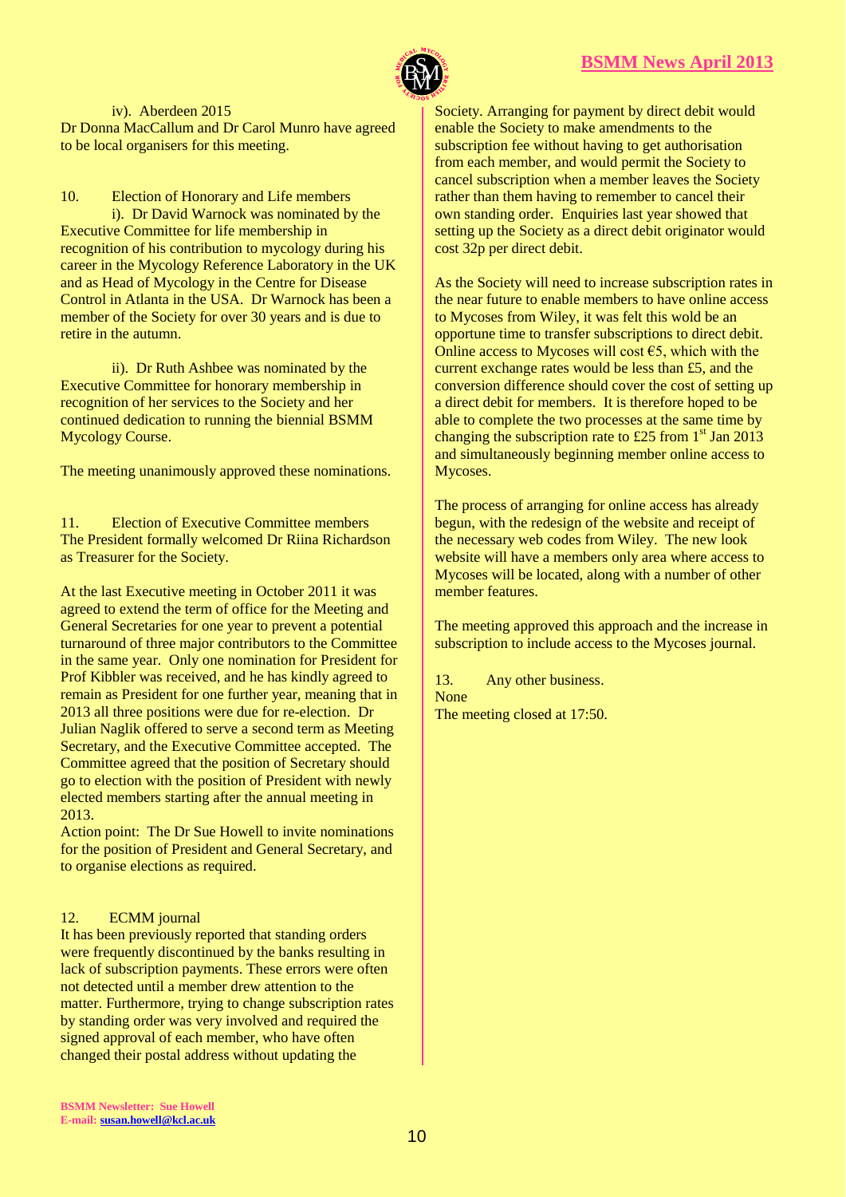iv). Aberdeen 2015

Dr Donna MacCallum and Dr Carol Munro have agreed to be local organisers for this meeting.

10. Election of Honorary and Life members

i). Dr David Warnock was nominated by the Executive Committee for life membership in recognition of his contribution to mycology during his career in the Mycology Reference Laboratory in the UK and as Head of Mycology in the Centre for Disease Control in Atlanta in the USA. Dr Warnock has been a member of the Society for over 30 years and is due to retire in the autumn.

ii). Dr Ruth Ashbee was nominated by the Executive Committee for honorary membership in recognition of her services to the Society and her continued dedication to running the biennial BSMM Mycology Course.

The meeting unanimously approved these nominations.

11. Election of Executive Committee members

The President formally welcomed Dr Riina Richardson as Treasurer for the Society.

At the last Executive meeting in October 2011 it was agreed to extend the term of office for the Meeting and General Secretaries for one year to prevent a potential turnaround of three major contributors to the Committee in the same year. Only one nomination for President for Prof Kibbler was received, and he has kindly agreed to remain as President for one further year, meaning that in 2013 all three positions were due for re-election. Dr Julian Naglik offered to serve a second term as Meeting Secretary, and the Executive Committee accepted. The Committee agreed that the position of Secretary should go to election with the position of President with newly elected members starting after the annual meeting in 2013.

Action point: The Dr Sue Howell to invite nominations for the position of President and General Secretary, and to organise elections as required.

12. ECMM journal

It has been previously reported that standing orders were frequently discontinued by the banks resulting in lack of subscription payments. These errors were often not detected until a member drew attention to the matter. Furthermore, trying to change subscription rates by standing order was very involved and required the signed approval of each member, who have often changed their postal address without updating the Society. Arranging for payment by direct debit would enable the Society to make amendments to the subscription fee without having to get authorisation from each member, and would permit the Society to cancel subscription when a member leaves the Society rather than them having to remember to cancel their own standing order. Enquiries last year showed that setting up the Society as a direct debit originator would cost 32p per direct debit.

As the Society will need to increase subscription rates in the near future to enable members to have online access to Mycoses from Wiley, it was felt this wold be an opportune time to transfer subscriptions to direct debit. Online access to Mycoses will cost €5, which with the current exchange rates would be less than £5, and the conversion difference should cover the cost of setting up a direct debit for members. It is therefore hoped to be able to complete the two processes at the same time by changing the subscription rate to £25 from 1st Jan 2013 and simultaneously beginning member online access to Mycoses.

The process of arranging for online access has already begun, with the redesign of the website and receipt of the necessary web codes from Wiley. The new look website will have a members only area where access to Mycoses will be located, along with a number of other member features.

The meeting approved this approach and the increase in subscription to include access to the Mycoses journal.

13. Any other business.

None

The meeting closed at 17:50.